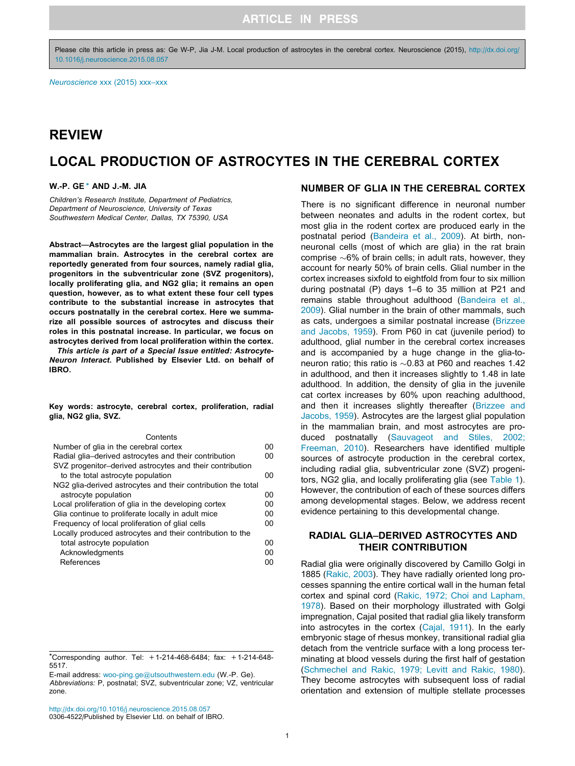Please cite this article in press as: Ge W-P, Jia J-M. Local production of astrocytes in the cerebral cortex. Neuroscience (2015), http://dx.doi.org/10.1016/j.neuroscience.2015.08.057

## REVIEW

# LOCAL PRODUCTION OF ASTROCYTES IN THE CEREBRAL CORTEX

**W.-P. GE * AND J.-M. JIA**

*Children's Research Institute, Department of Pediatrics, Department of Neuroscience, University of Texas Southwestern Medical Center, Dallas, TX 75390, USA*

**Abstract—Astrocytes are the largest glial population in the mammalian brain. Astrocytes in the cerebral cortex are reportedly generated from four sources, namely radial glia, progenitors in the subventricular zone (SVZ progenitors), locally proliferating glia, and NG2 glia; it remains an open question, however, as to what extent these four cell types contribute to the substantial increase in astrocytes that occurs postnatally in the cerebral cortex. Here we summarize all possible sources of astrocytes and discuss their roles in this postnatal increase. In particular, we focus on astrocytes derived from local proliferation within the cortex.**

***This article is part of a Special Issue entitled: Astrocyte-Neuron Interact*. Published by Elsevier Ltd. on behalf of IBRO.**

**Key words: astrocyte, cerebral cortex, proliferation, radial glia, NG2 glia, SVZ.**

| Contents | |
|---|---|
| Number of glia in the cerebral cortex | 00 |
| Radial glia–derived astrocytes and their contribution | 00 |
| SVZ progenitor–derived astrocytes and their contribution to the total astrocyte population | 00 |
| NG2 glia-derived astrocytes and their contribution the total astrocyte population | 00 |
| Local proliferation of glia in the developing cortex | 00 |
| Glia continue to proliferate locally in adult mice | 00 |
| Frequency of local proliferation of glial cells | 00 |
| Locally produced astrocytes and their contribution to the total astrocyte population | 00 |
| Acknowledgments | 00 |
| References | 00 |

*Corresponding author. Tel: +1-214-468-6484; fax: +1-214-648-5517.
E-mail address: woo-ping.ge@utsouthwestern.edu (W.-P. Ge).
*Abbreviations:* P, postnatal; SVZ, subventricular zone; VZ, ventricular zone.

http://dx.doi.org/10.1016/j.neuroscience.2015.08.057
0306-4522/Published by Elsevier Ltd. on behalf of IBRO.

## NUMBER OF GLIA IN THE CEREBRAL CORTEX

There is no significant difference in neuronal number between neonates and adults in the rodent cortex, but most glia in the rodent cortex are produced early in the postnatal period (Bandeira et al., 2009). At birth, non-neuronal cells (most of which are glia) in the rat brain comprise ~6% of brain cells; in adult rats, however, they account for nearly 50% of brain cells. Glial number in the cortex increases sixfold to eightfold from four to six million during postnatal (P) days 1–6 to 35 million at P21 and remains stable throughout adulthood (Bandeira et al., 2009). Glial number in the brain of other mammals, such as cats, undergoes a similar postnatal increase (Brizzee and Jacobs, 1959). From P60 in cat (juvenile period) to adulthood, glial number in the cerebral cortex increases and is accompanied by a huge change in the glia-to-neuron ratio; this ratio is ~0.83 at P60 and reaches 1.42 in adulthood, and then it increases slightly to 1.48 in late adulthood. In addition, the density of glia in the juvenile cat cortex increases by 60% upon reaching adulthood, and then it increases slightly thereafter (Brizzee and Jacobs, 1959). Astrocytes are the largest glial population in the mammalian brain, and most astrocytes are produced postnatally (Sauvageot and Stiles, 2002; Freeman, 2010). Researchers have identified multiple sources of astrocyte production in the cerebral cortex, including radial glia, subventricular zone (SVZ) progenitors, NG2 glia, and locally proliferating glia (see Table 1). However, the contribution of each of these sources differs among developmental stages. Below, we address recent evidence pertaining to this developmental change.

## RADIAL GLIA–DERIVED ASTROCYTES AND THEIR CONTRIBUTION

Radial glia were originally discovered by Camillo Golgi in 1885 (Rakic, 2003). They have radially oriented long processes spanning the entire cortical wall in the human fetal cortex and spinal cord (Rakic, 1972; Choi and Lapham, 1978). Based on their morphology illustrated with Golgi impregnation, Cajal posited that radial glia likely transform into astrocytes in the cortex (Cajal, 1911). In the early embryonic stage of rhesus monkey, transitional radial glia detach from the ventricle surface with a long process terminating at blood vessels during the first half of gestation (Schmechel and Rakic, 1979; Levitt and Rakic, 1980). They become astrocytes with subsequent loss of radial orientation and extension of multiple stellate processes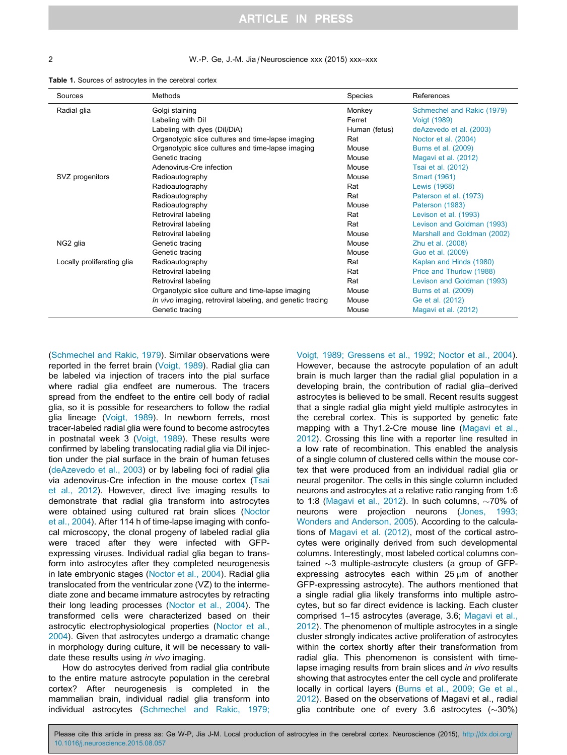**Table 1.** Sources of astrocytes in the cerebral cortex

| Sources | Methods | Species | References |
|---|---|---|---|
| Radial glia | Golgi staining | Monkey | Schmechel and Rakic (1979) |
| | Labeling with DiI | Ferret | Voigt (1989) |
| | Labeling with dyes (DiI/DiA) | Human (fetus) | deAzevedo et al. (2003) |
| | Organotypic slice cultures and time-lapse imaging | Rat | Noctor et al. (2004) |
| | Organotypic slice cultures and time-lapse imaging | Mouse | Burns et al. (2009) |
| | Genetic tracing | Mouse | Magavi et al. (2012) |
| | Adenovirus-Cre infection | Mouse | Tsai et al. (2012) |
| SVZ progenitors | Radioautography | Mouse | Smart (1961) |
| | Radioautography | Rat | Lewis (1968) |
| | Radioautography | Rat | Paterson et al. (1973) |
| | Radioautography | Mouse | Paterson (1983) |
| | Retroviral labeling | Rat | Levison et al. (1993) |
| | Retroviral labeling | Rat | Levison and Goldman (1993) |
| | Retroviral labeling | Mouse | Marshall and Goldman (2002) |
| NG2 glia | Genetic tracing | Mouse | Zhu et al. (2008) |
| | Genetic tracing | Mouse | Guo et al. (2009) |
| Locally proliferating glia | Radioautography | Rat | Kaplan and Hinds (1980) |
| | Retroviral labeling | Rat | Price and Thurlow (1988) |
| | Retroviral labeling | Rat | Levison and Goldman (1993) |
| | Organotypic slice culture and time-lapse imaging | Mouse | Burns et al. (2009) |
| | *In vivo* imaging, retroviral labeling, and genetic tracing | Mouse | Ge et al. (2012) |
| | Genetic tracing | Mouse | Magavi et al. (2012) |

(Schmechel and Rakic, 1979). Similar observations were reported in the ferret brain (Voigt, 1989). Radial glia can be labeled via injection of tracers into the pial surface where radial glia endfeet are numerous. The tracers spread from the endfeet to the entire cell body of radial glia, so it is possible for researchers to follow the radial glia lineage (Voigt, 1989). In newborn ferrets, most tracer-labeled radial glia were found to become astrocytes in postnatal week 3 (Voigt, 1989). These results were confirmed by labeling translocating radial glia via DiI injection under the pial surface in the brain of human fetuses (deAzevedo et al., 2003) or by labeling foci of radial glia via adenovirus-Cre infection in the mouse cortex (Tsai et al., 2012). However, direct live imaging results to demonstrate that radial glia transform into astrocytes were obtained using cultured rat brain slices (Noctor et al., 2004). After 114 h of time-lapse imaging with confocal microscopy, the clonal progeny of labeled radial glia were traced after they were infected with GFP-expressing viruses. Individual radial glia began to transform into astrocytes after they completed neurogenesis in late embryonic stages (Noctor et al., 2004). Radial glia translocated from the ventricular zone (VZ) to the intermediate zone and became immature astrocytes by retracting their long leading processes (Noctor et al., 2004). The transformed cells were characterized based on their astrocytic electrophysiological properties (Noctor et al., 2004). Given that astrocytes undergo a dramatic change in morphology during culture, it will be necessary to validate these results using *in vivo* imaging.

How do astrocytes derived from radial glia contribute to the entire mature astrocyte population in the cerebral cortex? After neurogenesis is completed in the mammalian brain, individual radial glia transform into individual astrocytes (Schmechel and Rakic, 1979; Voigt, 1989; Gressens et al., 1992; Noctor et al., 2004). However, because the astrocyte population of an adult brain is much larger than the radial glial population in a developing brain, the contribution of radial glia–derived astrocytes is believed to be small. Recent results suggest that a single radial glia might yield multiple astrocytes in the cerebral cortex. This is supported by genetic fate mapping with a Thy1.2-Cre mouse line (Magavi et al., 2012). Crossing this line with a reporter line resulted in a low rate of recombination. This enabled the analysis of a single column of clustered cells within the mouse cortex that were produced from an individual radial glia or neural progenitor. The cells in this single column included neurons and astrocytes at a relative ratio ranging from 1:6 to 1:8 (Magavi et al., 2012). In such columns, ~70% of neurons were projection neurons (Jones, 1993; Wonders and Anderson, 2005). According to the calculations of Magavi et al. (2012), most of the cortical astrocytes were originally derived from such developmental columns. Interestingly, most labeled cortical columns contained ~3 multiple-astrocyte clusters (a group of GFP-expressing astrocytes each within 25 μm of another GFP-expressing astrocyte). The authors mentioned that a single radial glia likely transforms into multiple astrocytes, but so far direct evidence is lacking. Each cluster comprised 1–15 astrocytes (average, 3.6; Magavi et al., 2012). The phenomenon of multiple astrocytes in a single cluster strongly indicates active proliferation of astrocytes within the cortex shortly after their transformation from radial glia. This phenomenon is consistent with time-lapse imaging results from brain slices and *in vivo* results showing that astrocytes enter the cell cycle and proliferate locally in cortical layers (Burns et al., 2009; Ge et al., 2012). Based on the observations of Magavi et al., radial glia contribute one of every 3.6 astrocytes (~30%)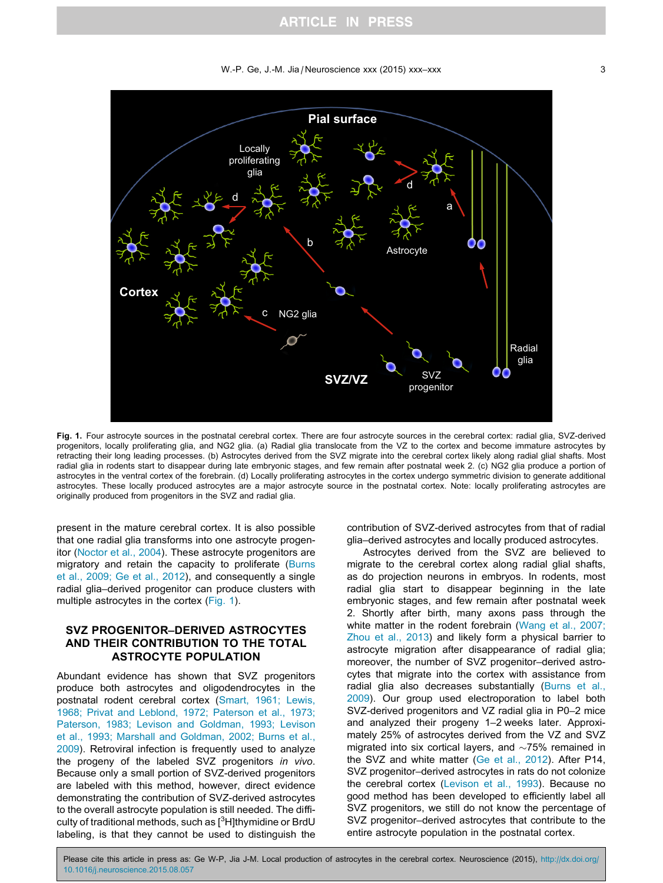**Fig. 1.** Four astrocyte sources in the postnatal cerebral cortex. There are four astrocyte sources in the cerebral cortex: radial glia, SVZ-derived progenitors, locally proliferating glia, and NG2 glia. (a) Radial glia translocate from the VZ to the cortex and become immature astrocytes by retracting their long leading processes. (b) Astrocytes derived from the SVZ migrate into the cerebral cortex likely along radial glial shafts. Most radial glia in rodents start to disappear during late embryonic stages, and few remain after postnatal week 2. (c) NG2 glia produce a portion of astrocytes in the ventral cortex of the forebrain. (d) Locally proliferating astrocytes in the cortex undergo symmetric division to generate additional astrocytes. These locally produced astrocytes are a major astrocyte source in the postnatal cortex. Note: locally proliferating astrocytes are originally produced from progenitors in the SVZ and radial glia.

present in the mature cerebral cortex. It is also possible that one radial glia transforms into one astrocyte progenitor (Noctor et al., 2004). These astrocyte progenitors are migratory and retain the capacity to proliferate (Burns et al., 2009; Ge et al., 2012), and consequently a single radial glia–derived progenitor can produce clusters with multiple astrocytes in the cortex (Fig. 1).

## SVZ PROGENITOR–DERIVED ASTROCYTES AND THEIR CONTRIBUTION TO THE TOTAL ASTROCYTE POPULATION

Abundant evidence has shown that SVZ progenitors produce both astrocytes and oligodendrocytes in the postnatal rodent cerebral cortex (Smart, 1961; Lewis, 1968; Privat and Leblond, 1972; Paterson et al., 1973; Paterson, 1983; Levison and Goldman, 1993; Levison et al., 1993; Marshall and Goldman, 2002; Burns et al., 2009). Retroviral infection is frequently used to analyze the progeny of the labeled SVZ progenitors *in vivo*. Because only a small portion of SVZ-derived progenitors are labeled with this method, however, direct evidence demonstrating the contribution of SVZ-derived astrocytes to the overall astrocyte population is still needed. The difficulty of traditional methods, such as [$^3$H]thymidine or BrdU labeling, is that they cannot be used to distinguish the contribution of SVZ-derived astrocytes from that of radial glia–derived astrocytes and locally produced astrocytes.

Astrocytes derived from the SVZ are believed to migrate to the cerebral cortex along radial glial shafts, as do projection neurons in embryos. In rodents, most radial glia start to disappear beginning in the late embryonic stages, and few remain after postnatal week 2. Shortly after birth, many axons pass through the white matter in the rodent forebrain (Wang et al., 2007; Zhou et al., 2013) and likely form a physical barrier to astrocyte migration after disappearance of radial glia; moreover, the number of SVZ progenitor–derived astrocytes that migrate into the cortex with assistance from radial glia also decreases substantially (Burns et al., 2009). Our group used electroporation to label both SVZ-derived progenitors and VZ radial glia in P0–2 mice and analyzed their progeny 1–2 weeks later. Approximately 25% of astrocytes derived from the VZ and SVZ migrated into six cortical layers, and ~75% remained in the SVZ and white matter (Ge et al., 2012). After P14, SVZ progenitor–derived astrocytes in rats do not colonize the cerebral cortex (Levison et al., 1993). Because no good method has been developed to efficiently label all SVZ progenitors, we still do not know the percentage of SVZ progenitor–derived astrocytes that contribute to the entire astrocyte population in the postnatal cortex.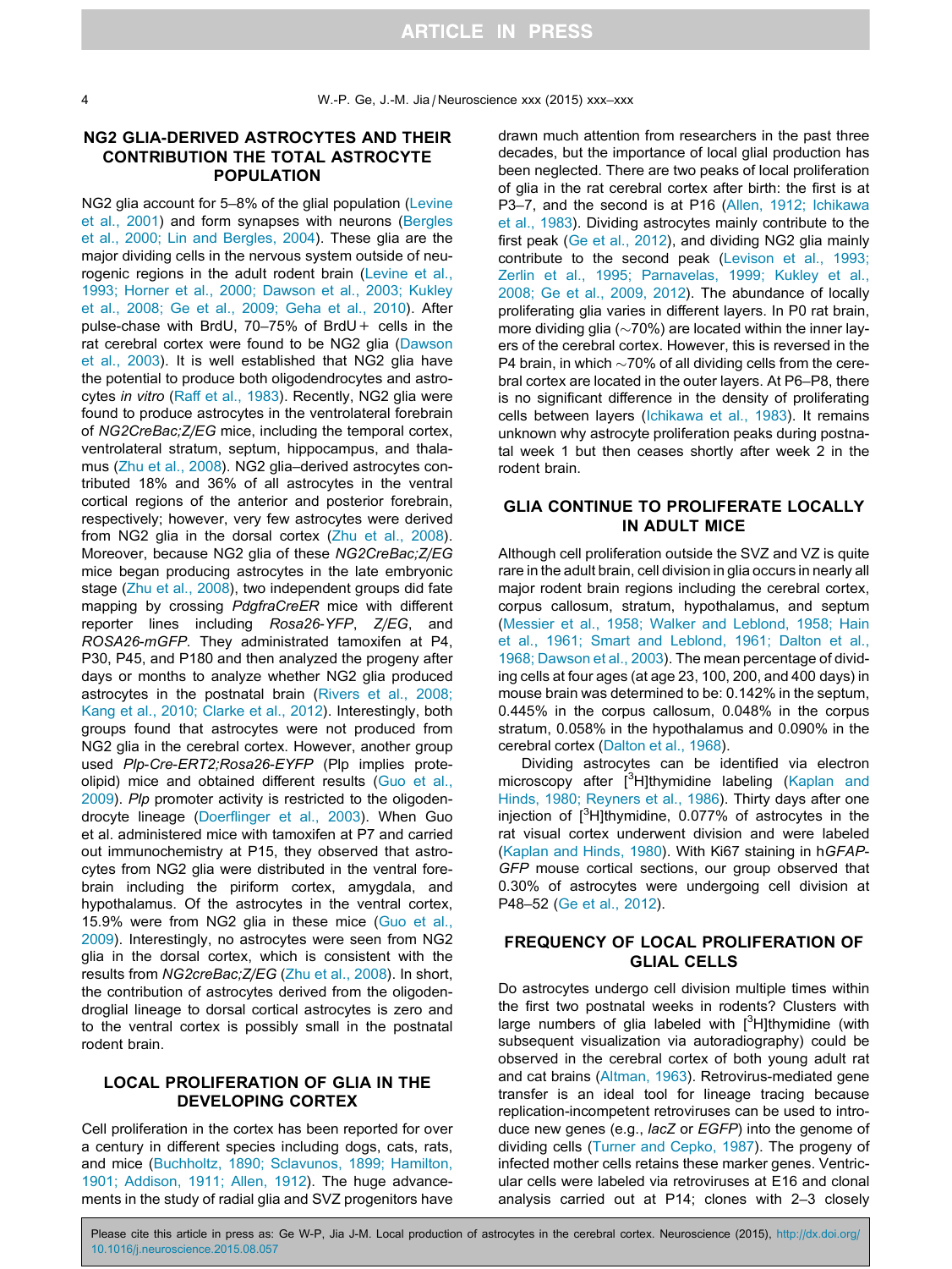## NG2 GLIA-DERIVED ASTROCYTES AND THEIR CONTRIBUTION THE TOTAL ASTROCYTE POPULATION

NG2 glia account for 5–8% of the glial population (Levine et al., 2001) and form synapses with neurons (Bergles et al., 2000; Lin and Bergles, 2004). These glia are the major dividing cells in the nervous system outside of neurogenic regions in the adult rodent brain (Levine et al., 1993; Horner et al., 2000; Dawson et al., 2003; Kukley et al., 2008; Ge et al., 2009; Geha et al., 2010). After pulse-chase with BrdU, 70–75% of BrdU+ cells in the rat cerebral cortex were found to be NG2 glia (Dawson et al., 2003). It is well established that NG2 glia have the potential to produce both oligodendrocytes and astrocytes *in vitro* (Raff et al., 1983). Recently, NG2 glia were found to produce astrocytes in the ventrolateral forebrain of *NG2CreBac;Z/EG* mice, including the temporal cortex, ventrolateral stratum, septum, hippocampus, and thalamus (Zhu et al., 2008). NG2 glia–derived astrocytes contributed 18% and 36% of all astrocytes in the ventral cortical regions of the anterior and posterior forebrain, respectively; however, very few astrocytes were derived from NG2 glia in the dorsal cortex (Zhu et al., 2008). Moreover, because NG2 glia of these *NG2CreBac;Z/EG* mice began producing astrocytes in the late embryonic stage (Zhu et al., 2008), two independent groups did fate mapping by crossing *PdgfraCreER* mice with different reporter lines including *Rosa26-YFP*, *Z/EG*, and *ROSA26-mGFP*. They administrated tamoxifen at P4, P30, P45, and P180 and then analyzed the progeny after days or months to analyze whether NG2 glia produced astrocytes in the postnatal brain (Rivers et al., 2008; Kang et al., 2010; Clarke et al., 2012). Interestingly, both groups found that astrocytes were not produced from NG2 glia in the cerebral cortex. However, another group used *Plp-Cre-ERT2;Rosa26-EYFP* (Plp implies proteolipid) mice and obtained different results (Guo et al., 2009). *Plp* promoter activity is restricted to the oligodendrocyte lineage (Doerflinger et al., 2003). When Guo et al. administered mice with tamoxifen at P7 and carried out immunochemistry at P15, they observed that astrocytes from NG2 glia were distributed in the ventral forebrain including the piriform cortex, amygdala, and hypothalamus. Of the astrocytes in the ventral cortex, 15.9% were from NG2 glia in these mice (Guo et al., 2009). Interestingly, no astrocytes were seen from NG2 glia in the dorsal cortex, which is consistent with the results from *NG2creBac;Z/EG* (Zhu et al., 2008). In short, the contribution of astrocytes derived from the oligodendroglial lineage to dorsal cortical astrocytes is zero and to the ventral cortex is possibly small in the postnatal rodent brain.

## LOCAL PROLIFERATION OF GLIA IN THE DEVELOPING CORTEX

Cell proliferation in the cortex has been reported for over a century in different species including dogs, cats, rats, and mice (Buchholtz, 1890; Sclavunos, 1899; Hamilton, 1901; Addison, 1911; Allen, 1912). The huge advancements in the study of radial glia and SVZ progenitors have drawn much attention from researchers in the past three decades, but the importance of local glial production has been neglected. There are two peaks of local proliferation of glia in the rat cerebral cortex after birth: the first is at P3–7, and the second is at P16 (Allen, 1912; Ichikawa et al., 1983). Dividing astrocytes mainly contribute to the first peak (Ge et al., 2012), and dividing NG2 glia mainly contribute to the second peak (Levison et al., 1993; Zerlin et al., 1995; Parnavelas, 1999; Kukley et al., 2008; Ge et al., 2009, 2012). The abundance of locally proliferating glia varies in different layers. In P0 rat brain, more dividing glia (~70%) are located within the inner layers of the cerebral cortex. However, this is reversed in the P4 brain, in which ~70% of all dividing cells from the cerebral cortex are located in the outer layers. At P6–P8, there is no significant difference in the density of proliferating cells between layers (Ichikawa et al., 1983). It remains unknown why astrocyte proliferation peaks during postnatal week 1 but then ceases shortly after week 2 in the rodent brain.

## GLIA CONTINUE TO PROLIFERATE LOCALLY IN ADULT MICE

Although cell proliferation outside the SVZ and VZ is quite rare in the adult brain, cell division in glia occurs in nearly all major rodent brain regions including the cerebral cortex, corpus callosum, stratum, hypothalamus, and septum (Messier et al., 1958; Walker and Leblond, 1958; Hain et al., 1961; Smart and Leblond, 1961; Dalton et al., 1968; Dawson et al., 2003). The mean percentage of dividing cells at four ages (at age 23, 100, 200, and 400 days) in mouse brain was determined to be: 0.142% in the septum, 0.445% in the corpus callosum, 0.048% in the corpus stratum, 0.058% in the hypothalamus and 0.090% in the cerebral cortex (Dalton et al., 1968).

Dividing astrocytes can be identified via electron microscopy after [$^3$H]thymidine labeling (Kaplan and Hinds, 1980; Reyners et al., 1986). Thirty days after one injection of [$^3$H]thymidine, 0.077% of astrocytes in the rat visual cortex underwent division and were labeled (Kaplan and Hinds, 1980). With Ki67 staining in h*GFAP-GFP* mouse cortical sections, our group observed that 0.30% of astrocytes were undergoing cell division at P48–52 (Ge et al., 2012).

## FREQUENCY OF LOCAL PROLIFERATION OF GLIAL CELLS

Do astrocytes undergo cell division multiple times within the first two postnatal weeks in rodents? Clusters with large numbers of glia labeled with [$^3$H]thymidine (with subsequent visualization via autoradiography) could be observed in the cerebral cortex of both young adult rat and cat brains (Altman, 1963). Retrovirus-mediated gene transfer is an ideal tool for lineage tracing because replication-incompetent retroviruses can be used to introduce new genes (e.g., *lacZ* or *EGFP*) into the genome of dividing cells (Turner and Cepko, 1987). The progeny of infected mother cells retains these marker genes. Ventricular cells were labeled via retroviruses at E16 and clonal analysis carried out at P14; clones with 2–3 closely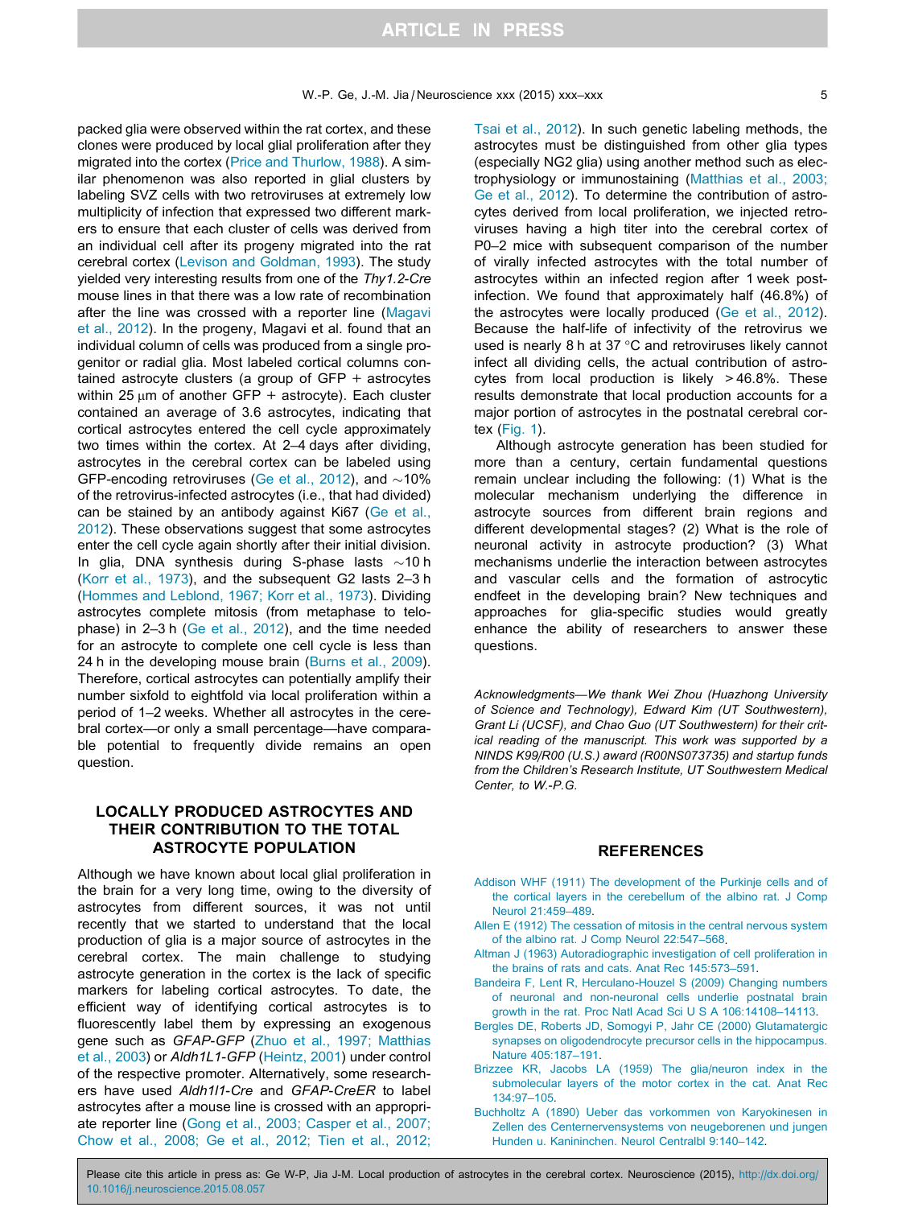packed glia were observed within the rat cortex, and these clones were produced by local glial proliferation after they migrated into the cortex (Price and Thurlow, 1988). A similar phenomenon was also reported in glial clusters by labeling SVZ cells with two retroviruses at extremely low multiplicity of infection that expressed two different markers to ensure that each cluster of cells was derived from an individual cell after its progeny migrated into the rat cerebral cortex (Levison and Goldman, 1993). The study yielded very interesting results from one of the *Thy1.2-Cre* mouse lines in that there was a low rate of recombination after the line was crossed with a reporter line (Magavi et al., 2012). In the progeny, Magavi et al. found that an individual column of cells was produced from a single progenitor or radial glia. Most labeled cortical columns contained astrocyte clusters (a group of GFP + astrocytes within 25 μm of another GFP + astrocyte). Each cluster contained an average of 3.6 astrocytes, indicating that cortical astrocytes entered the cell cycle approximately two times within the cortex. At 2–4 days after dividing, astrocytes in the cerebral cortex can be labeled using GFP-encoding retroviruses (Ge et al., 2012), and ~10% of the retrovirus-infected astrocytes (i.e., that had divided) can be stained by an antibody against Ki67 (Ge et al., 2012). These observations suggest that some astrocytes enter the cell cycle again shortly after their initial division. In glia, DNA synthesis during S-phase lasts ~10 h (Korr et al., 1973), and the subsequent G2 lasts 2–3 h (Hommes and Leblond, 1967; Korr et al., 1973). Dividing astrocytes complete mitosis (from metaphase to telophase) in 2–3 h (Ge et al., 2012), and the time needed for an astrocyte to complete one cell cycle is less than 24 h in the developing mouse brain (Burns et al., 2009). Therefore, cortical astrocytes can potentially amplify their number sixfold to eightfold via local proliferation within a period of 1–2 weeks. Whether all astrocytes in the cerebral cortex—or only a small percentage—have comparable potential to frequently divide remains an open question.

## LOCALLY PRODUCED ASTROCYTES AND THEIR CONTRIBUTION TO THE TOTAL ASTROCYTE POPULATION

Although we have known about local glial proliferation in the brain for a very long time, owing to the diversity of astrocytes from different sources, it was not until recently that we started to understand that the local production of glia is a major source of astrocytes in the cerebral cortex. The main challenge to studying astrocyte generation in the cortex is the lack of specific markers for labeling cortical astrocytes. To date, the efficient way of identifying cortical astrocytes is to fluorescently label them by expressing an exogenous gene such as *GFAP-GFP* (Zhuo et al., 1997; Matthias et al., 2003) or *Aldh1L1-GFP* (Heintz, 2001) under control of the respective promoter. Alternatively, some researchers have used *Aldh1l1-Cre* and *GFAP-CreER* to label astrocytes after a mouse line is crossed with an appropriate reporter line (Gong et al., 2003; Casper et al., 2007; Chow et al., 2008; Ge et al., 2012; Tien et al., 2012; Tsai et al., 2012). In such genetic labeling methods, the astrocytes must be distinguished from other glia types (especially NG2 glia) using another method such as electrophysiology or immunostaining (Matthias et al., 2003; Ge et al., 2012). To determine the contribution of astrocytes derived from local proliferation, we injected retroviruses having a high titer into the cerebral cortex of P0–2 mice with subsequent comparison of the number of virally infected astrocytes with the total number of astrocytes within an infected region after 1 week post-infection. We found that approximately half (46.8%) of the astrocytes were locally produced (Ge et al., 2012). Because the half-life of infectivity of the retrovirus we used is nearly 8 h at 37 °C and retroviruses likely cannot infect all dividing cells, the actual contribution of astrocytes from local production is likely > 46.8%. These results demonstrate that local production accounts for a major portion of astrocytes in the postnatal cerebral cortex (Fig. 1).

Although astrocyte generation has been studied for more than a century, certain fundamental questions remain unclear including the following: (1) What is the molecular mechanism underlying the difference in astrocyte sources from different brain regions and different developmental stages? (2) What is the role of neuronal activity in astrocyte production? (3) What mechanisms underlie the interaction between astrocytes and vascular cells and the formation of astrocytic endfeet in the developing brain? New techniques and approaches for glia-specific studies would greatly enhance the ability of researchers to answer these questions.

*Acknowledgments—We thank Wei Zhou (Huazhong University of Science and Technology), Edward Kim (UT Southwestern), Grant Li (UCSF), and Chao Guo (UT Southwestern) for their critical reading of the manuscript. This work was supported by a NINDS K99/R00 (U.S.) award (R00NS073735) and startup funds from the Children's Research Institute, UT Southwestern Medical Center, to W.-P.G.*

## REFERENCES

Addison WHF (1911) The development of the Purkinje cells and of the cortical layers in the cerebellum of the albino rat. J Comp Neurol 21:459–489.

Allen E (1912) The cessation of mitosis in the central nervous system of the albino rat. J Comp Neurol 22:547–568.

Altman J (1963) Autoradiographic investigation of cell proliferation in the brains of rats and cats. Anat Rec 145:573–591.

Bandeira F, Lent R, Herculano-Houzel S (2009) Changing numbers of neuronal and non-neuronal cells underlie postnatal brain growth in the rat. Proc Natl Acad Sci U S A 106:14108–14113.

Bergles DE, Roberts JD, Somogyi P, Jahr CE (2000) Glutamatergic synapses on oligodendrocyte precursor cells in the hippocampus. Nature 405:187–191.

Brizzee KR, Jacobs LA (1959) The glia/neuron index in the submolecular layers of the motor cortex in the cat. Anat Rec 134:97–105.

Buchholtz A (1890) Ueber das vorkommen von Karyokinesen in Zellen des Centernervensystems von neugeborenen und jungen Hunden u. Kanininchen. Neurol Centralbl 9:140–142.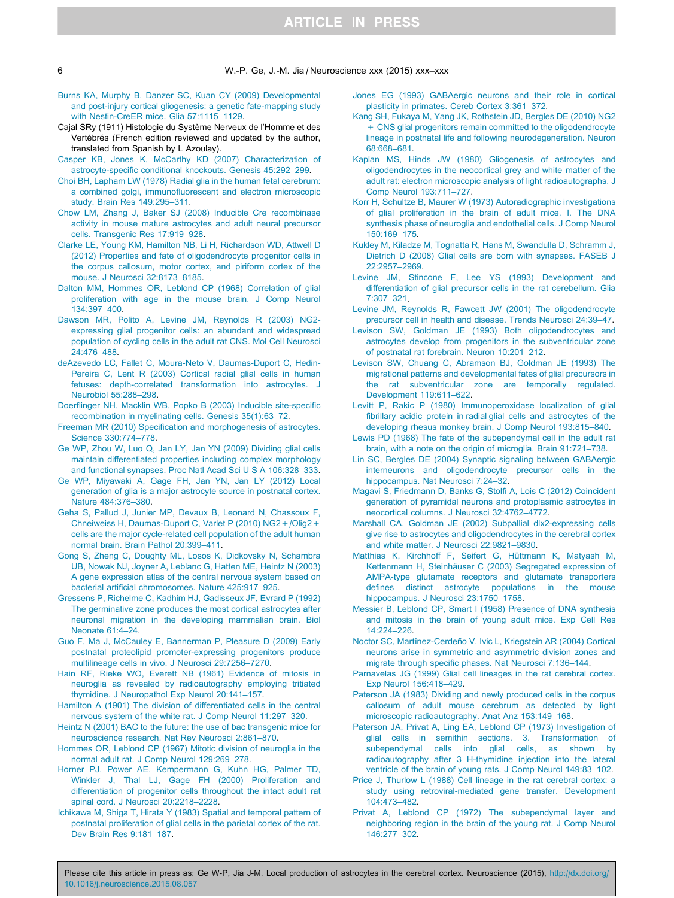Burns KA, Murphy B, Danzer SC, Kuan CY (2009) Developmental and post-injury cortical gliogenesis: a genetic fate-mapping study with Nestin-CreER mice. Glia 57:1115–1129.

Cajal SRy (1911) Histologie du Système Nerveux de l'Homme et des Vertébrés (French edition reviewed and updated by the author, translated from Spanish by L Azoulay).

Casper KB, Jones K, McCarthy KD (2007) Characterization of astrocyte-specific conditional knockouts. Genesis 45:292–299.

Choi BH, Lapham LW (1978) Radial glia in the human fetal cerebrum: a combined golgi, immunofluorescent and electron microscopic study. Brain Res 149:295–311.

Chow LM, Zhang J, Baker SJ (2008) Inducible Cre recombinase activity in mouse mature astrocytes and adult neural precursor cells. Transgenic Res 17:919–928.

Clarke LE, Young KM, Hamilton NB, Li H, Richardson WD, Attwell D (2012) Properties and fate of oligodendrocyte progenitor cells in the corpus callosum, motor cortex, and piriform cortex of the mouse. J Neurosci 32:8173–8185.

Dalton MM, Hommes OR, Leblond CP (1968) Correlation of glial proliferation with age in the mouse brain. J Comp Neurol 134:397–400.

Dawson MR, Polito A, Levine JM, Reynolds R (2003) NG2-expressing glial progenitor cells: an abundant and widespread population of cycling cells in the adult rat CNS. Mol Cell Neurosci 24:476–488.

deAzevedo LC, Fallet C, Moura-Neto V, Daumas-Duport C, Hedin-Pereira C, Lent R (2003) Cortical radial glial cells in human fetuses: depth-correlated transformation into astrocytes. J Neurobiol 55:288–298.

Doerflinger NH, Macklin WB, Popko B (2003) Inducible site-specific recombination in myelinating cells. Genesis 35(1):63–72.

Freeman MR (2010) Specification and morphogenesis of astrocytes. Science 330:774–778.

Ge WP, Zhou W, Luo Q, Jan LY, Jan YN (2009) Dividing glial cells maintain differentiated properties including complex morphology and functional synapses. Proc Natl Acad Sci U S A 106:328–333.

Ge WP, Miyawaki A, Gage FH, Jan YN, Jan LY (2012) Local generation of glia is a major astrocyte source in postnatal cortex. Nature 484:376–380.

Geha S, Pallud J, Junier MP, Devaux B, Leonard N, Chassoux F, Chneiweiss H, Daumas-Duport C, Varlet P (2010) NG2+/Olig2+ cells are the major cycle-related cell population of the adult human normal brain. Brain Pathol 20:399–411.

Gong S, Zheng C, Doughty ML, Losos K, Didkovsky N, Schambra UB, Nowak NJ, Joyner A, Leblanc G, Hatten ME, Heintz N (2003) A gene expression atlas of the central nervous system based on bacterial artificial chromosomes. Nature 425:917–925.

Gressens P, Richelme C, Kadhim HJ, Gadisseux JF, Evrard P (1992) The germinative zone produces the most cortical astrocytes after neuronal migration in the developing mammalian brain. Biol Neonate 61:4–24.

Guo F, Ma J, McCauley E, Bannerman P, Pleasure D (2009) Early postnatal proteolipid promoter-expressing progenitors produce multilineage cells in vivo. J Neurosci 29:7256–7270.

Hain RF, Rieke WO, Everett NB (1961) Evidence of mitosis in neuroglia as revealed by radioautography employing tritiated thymidine. J Neuropathol Exp Neurol 20:141–157.

Hamilton A (1901) The division of differentiated cells in the central nervous system of the white rat. J Comp Neurol 11:297–320.

Heintz N (2001) BAC to the future: the use of bac transgenic mice for neuroscience research. Nat Rev Neurosci 2:861–870.

Hommes OR, Leblond CP (1967) Mitotic division of neuroglia in the normal adult rat. J Comp Neurol 129:269–278.

Horner PJ, Power AE, Kempermann G, Kuhn HG, Palmer TD, Winkler J, Thal LJ, Gage FH (2000) Proliferation and differentiation of progenitor cells throughout the intact adult rat spinal cord. J Neurosci 20:2218–2228.

Ichikawa M, Shiga T, Hirata Y (1983) Spatial and temporal pattern of postnatal proliferation of glial cells in the parietal cortex of the rat. Dev Brain Res 9:181–187.

Jones EG (1993) GABAergic neurons and their role in cortical plasticity in primates. Cereb Cortex 3:361–372.

Kang SH, Fukaya M, Yang JK, Rothstein JD, Bergles DE (2010) NG2+ CNS glial progenitors remain committed to the oligodendrocyte lineage in postnatal life and following neurodegeneration. Neuron 68:668–681.

Kaplan MS, Hinds JW (1980) Gliogenesis of astrocytes and oligodendrocytes in the neocortical grey and white matter of the adult rat: electron microscopic analysis of light radioautographs. J Comp Neurol 193:711–727.

Korr H, Schultze B, Maurer W (1973) Autoradiographic investigations of glial proliferation in the brain of adult mice. I. The DNA synthesis phase of neuroglia and endothelial cells. J Comp Neurol 150:169–175.

Kukley M, Kiladze M, Tognatta R, Hans M, Swandulla D, Schramm J, Dietrich D (2008) Glial cells are born with synapses. FASEB J 22:2957–2969.

Levine JM, Stincone F, Lee YS (1993) Development and differentiation of glial precursor cells in the rat cerebellum. Glia 7:307–321.

Levine JM, Reynolds R, Fawcett JW (2001) The oligodendrocyte precursor cell in health and disease. Trends Neurosci 24:39–47.

Levison SW, Goldman JE (1993) Both oligodendrocytes and astrocytes develop from progenitors in the subventricular zone of postnatal rat forebrain. Neuron 10:201–212.

Levison SW, Chuang C, Abramson BJ, Goldman JE (1993) The migrational patterns and developmental fates of glial precursors in the rat subventricular zone are temporally regulated. Development 119:611–622.

Levitt P, Rakic P (1980) Immunoperoxidase localization of glial fibrillary acidic protein in radial glial cells and astrocytes of the developing rhesus monkey brain. J Comp Neurol 193:815–840.

Lewis PD (1968) The fate of the subependymal cell in the adult rat brain, with a note on the origin of microglia. Brain 91:721–738.

Lin SC, Bergles DE (2004) Synaptic signaling between GABAergic interneurons and oligodendrocyte precursor cells in the hippocampus. Nat Neurosci 7:24–32.

Magavi S, Friedmann D, Banks G, Stolfi A, Lois C (2012) Coincident generation of pyramidal neurons and protoplasmic astrocytes in neocortical columns. J Neurosci 32:4762–4772.

Marshall CA, Goldman JE (2002) Subpallial dlx2-expressing cells give rise to astrocytes and oligodendrocytes in the cerebral cortex and white matter. J Neurosci 22:9821–9830.

Matthias K, Kirchhoff F, Seifert G, Hüttmann K, Matyash M, Kettenmann H, Steinhäuser C (2003) Segregated expression of AMPA-type glutamate receptors and glutamate transporters defines distinct astrocyte populations in the mouse hippocampus. J Neurosci 23:1750–1758.

Messier B, Leblond CP, Smart I (1958) Presence of DNA synthesis and mitosis in the brain of young adult mice. Exp Cell Res 14:224–226.

Noctor SC, Martínez-Cerdeño V, Ivic L, Kriegstein AR (2004) Cortical neurons arise in symmetric and asymmetric division zones and migrate through specific phases. Nat Neurosci 7:136–144.

Parnavelas JG (1999) Glial cell lineages in the rat cerebral cortex. Exp Neurol 156:418–429.

Paterson JA (1983) Dividing and newly produced cells in the corpus callosum of adult mouse cerebrum as detected by light microscopic radioautography. Anat Anz 153:149–168.

Paterson JA, Privat A, Ling EA, Leblond CP (1973) Investigation of glial cells in semithin sections. 3. Transformation of subependymal cells into glial cells, as shown by radioautography after 3 H-thymidine injection into the lateral ventricle of the brain of young rats. J Comp Neurol 149:83–102.

Price J, Thurlow L (1988) Cell lineage in the rat cerebral cortex: a study using retroviral-mediated gene transfer. Development 104:473–482.

Privat A, Leblond CP (1972) The subependymal layer and neighboring region in the brain of the young rat. J Comp Neurol 146:277–302.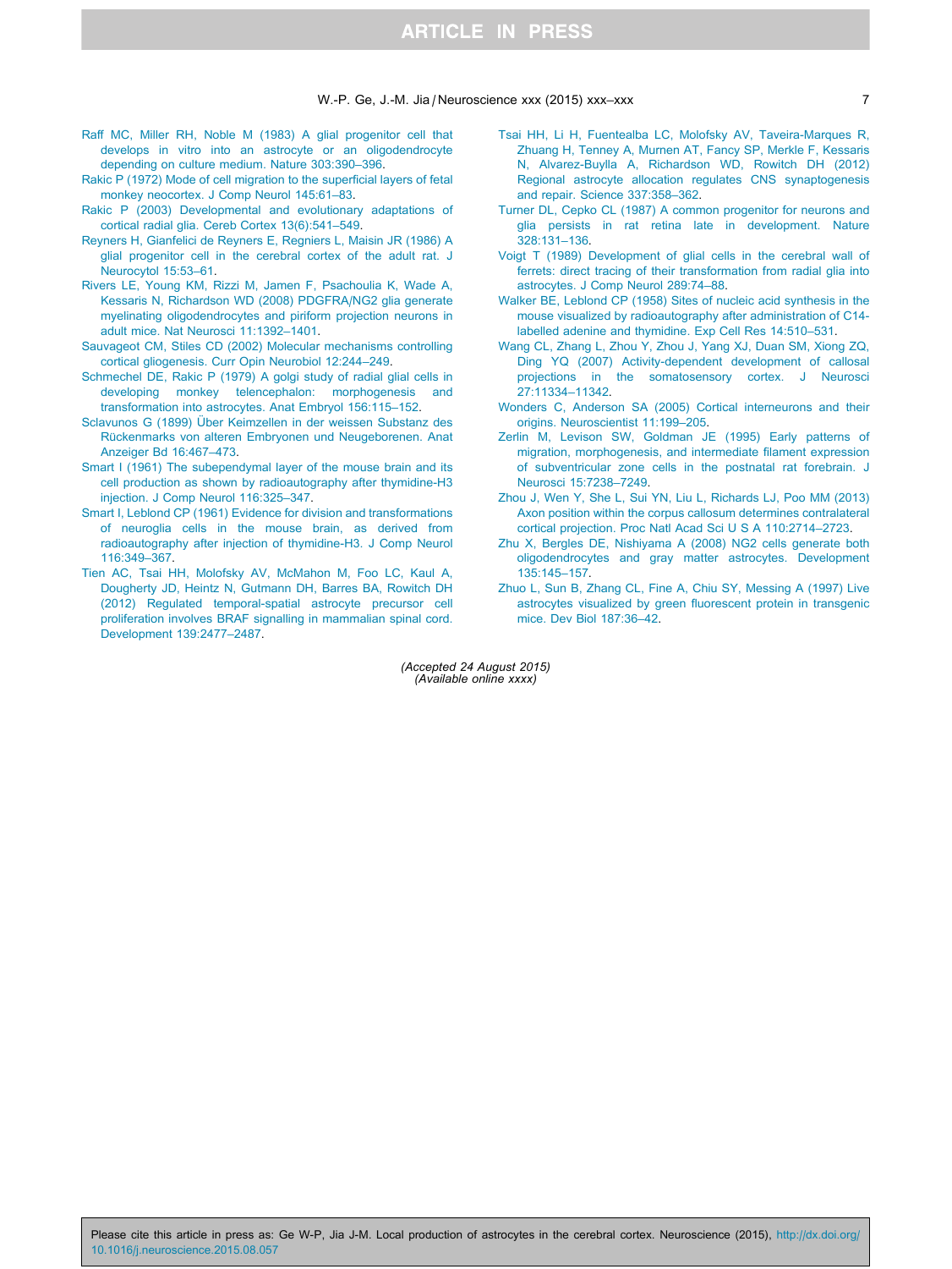Raff MC, Miller RH, Noble M (1983) A glial progenitor cell that develops in vitro into an astrocyte or an oligodendrocyte depending on culture medium. Nature 303:390–396.

Rakic P (1972) Mode of cell migration to the superficial layers of fetal monkey neocortex. J Comp Neurol 145:61–83.

Rakic P (2003) Developmental and evolutionary adaptations of cortical radial glia. Cereb Cortex 13(6):541–549.

Reyners H, Gianfelici de Reyners E, Regniers L, Maisin JR (1986) A glial progenitor cell in the cerebral cortex of the adult rat. J Neurocytol 15:53–61.

Rivers LE, Young KM, Rizzi M, Jamen F, Psachoulia K, Wade A, Kessaris N, Richardson WD (2008) PDGFRA/NG2 glia generate myelinating oligodendrocytes and piriform projection neurons in adult mice. Nat Neurosci 11:1392–1401.

Sauvageot CM, Stiles CD (2002) Molecular mechanisms controlling cortical gliogenesis. Curr Opin Neurobiol 12:244–249.

Schmechel DE, Rakic P (1979) A golgi study of radial glial cells in developing monkey telencephalon: morphogenesis and transformation into astrocytes. Anat Embryol 156:115–152.

Sclavunos G (1899) Über Keimzellen in der weissen Substanz des Rückenmarks von alteren Embryonen und Neugeborenen. Anat Anzeiger Bd 16:467–473.

Smart I (1961) The subependymal layer of the mouse brain and its cell production as shown by radioautography after thymidine-H3 injection. J Comp Neurol 116:325–347.

Smart I, Leblond CP (1961) Evidence for division and transformations of neuroglia cells in the mouse brain, as derived from radioautography after injection of thymidine-H3. J Comp Neurol 116:349–367.

Tien AC, Tsai HH, Molofsky AV, McMahon M, Foo LC, Kaul A, Dougherty JD, Heintz N, Gutmann DH, Barres BA, Rowitch DH (2012) Regulated temporal-spatial astrocyte precursor cell proliferation involves BRAF signalling in mammalian spinal cord. Development 139:2477–2487.

Tsai HH, Li H, Fuentealba LC, Molofsky AV, Taveira-Marques R, Zhuang H, Tenney A, Murnen AT, Fancy SP, Merkle F, Kessaris N, Alvarez-Buylla A, Richardson WD, Rowitch DH (2012) Regional astrocyte allocation regulates CNS synaptogenesis and repair. Science 337:358–362.

Turner DL, Cepko CL (1987) A common progenitor for neurons and glia persists in rat retina late in development. Nature 328:131–136.

Voigt T (1989) Development of glial cells in the cerebral wall of ferrets: direct tracing of their transformation from radial glia into astrocytes. J Comp Neurol 289:74–88.

Walker BE, Leblond CP (1958) Sites of nucleic acid synthesis in the mouse visualized by radioautography after administration of C14-labelled adenine and thymidine. Exp Cell Res 14:510–531.

Wang CL, Zhang L, Zhou Y, Zhou J, Yang XJ, Duan SM, Xiong ZQ, Ding YQ (2007) Activity-dependent development of callosal projections in the somatosensory cortex. J Neurosci 27:11334–11342.

Wonders C, Anderson SA (2005) Cortical interneurons and their origins. Neuroscientist 11:199–205.

Zerlin M, Levison SW, Goldman JE (1995) Early patterns of migration, morphogenesis, and intermediate filament expression of subventricular zone cells in the postnatal rat forebrain. J Neurosci 15:7238–7249.

Zhou J, Wen Y, She L, Sui YN, Liu L, Richards LJ, Poo MM (2013) Axon position within the corpus callosum determines contralateral cortical projection. Proc Natl Acad Sci U S A 110:2714–2723.

Zhu X, Bergles DE, Nishiyama A (2008) NG2 cells generate both oligodendrocytes and gray matter astrocytes. Development 135:145–157.

Zhuo L, Sun B, Zhang CL, Fine A, Chiu SY, Messing A (1997) Live astrocytes visualized by green fluorescent protein in transgenic mice. Dev Biol 187:36–42.

*(Accepted 24 August 2015)*
*(Available online xxxx)*